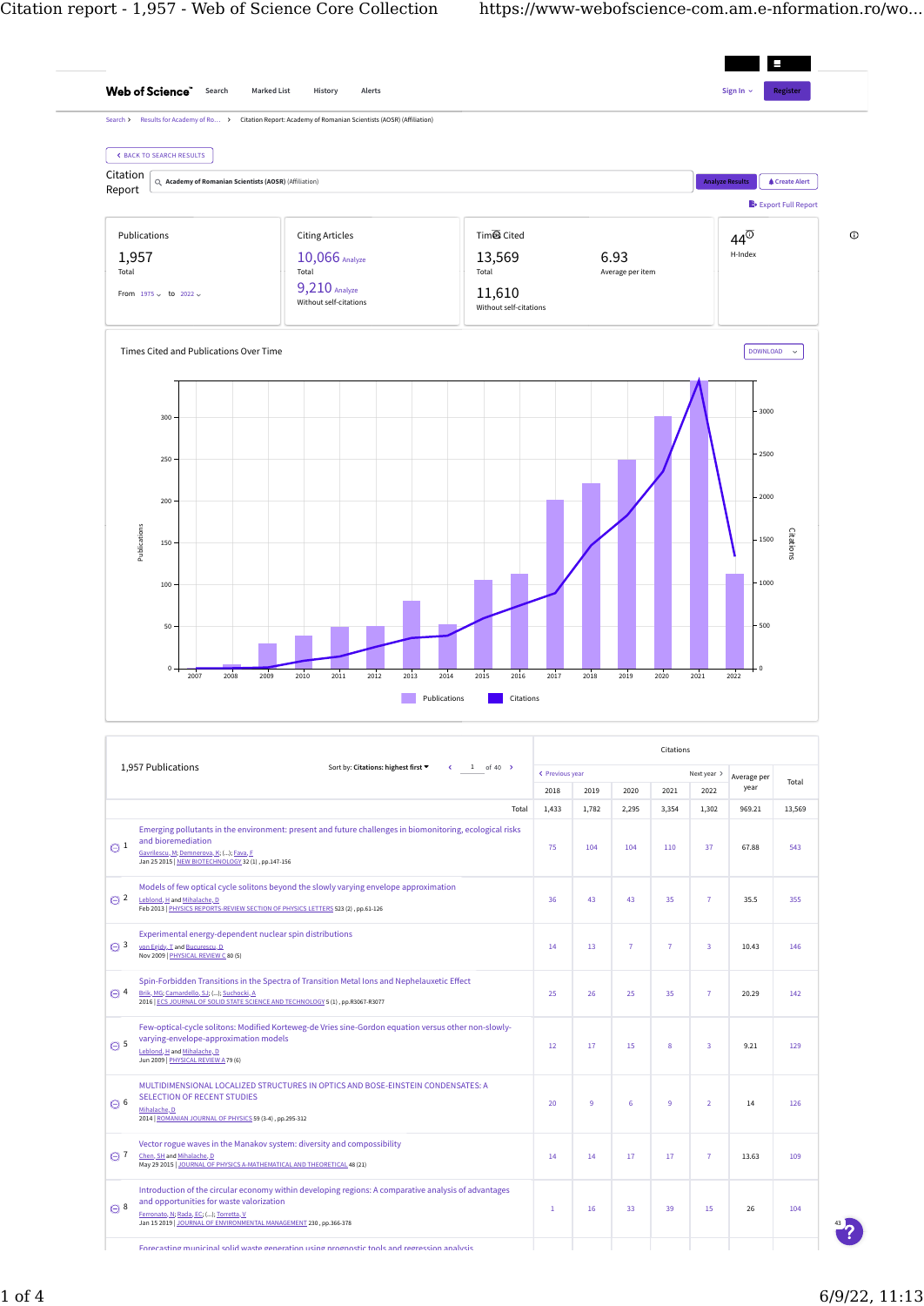Web of Science   Search   Marked List   History   Alerts   Sign In   Register

Search > Results for Academy of Ro... > Citation Report: Academy of Romanian Scientists (AOSR) (Affiliation)

BACK TO SEARCH RESULTS

## Citation Report

**Academy of Romanian Scientists (AOSR)** (Affiliation)

Analyze Results   Create Alert

Export Full Report

| Publications | Citing Articles | Times Cited | | H-Index |
|---|---|---|---|---|
| 1,957 Total | 10,066 Total | 13,569 Total | 6.93 Average per item | 44 |
| From 1975 to 2022 | 9,210 Without self-citations | 11,610 Without self-citations | | |

### Times Cited and Publications Over Time

DOWNLOAD

Publications / Citations (2007–2022)

Publications   Citations

| 1,957 Publications | Sort by: Citations: highest first | 1 of 40 | | | | | | |
|---|---|---|---|---|---|---|---|---|
| | | Citations | | | | | | |
| | | 2018 | 2019 | 2020 | 2021 | 2022 | Average per year | Total |
| | Total | 1,433 | 1,782 | 2,295 | 3,354 | 1,302 | 969.21 | 13,569 |
| 1 | Emerging pollutants in the environment: present and future challenges in biomonitoring, ecological risks and bioremediation<br>Gavrilescu, M; Demnerova, K; (...); Fava, F<br>Jan 25 2015 \| NEW BIOTECHNOLOGY 32 (1) , pp.147-156 | 75 | 104 | 104 | 110 | 37 | 67.88 | 543 |
| 2 | Models of few optical cycle solitons beyond the slowly varying envelope approximation<br>Leblond, H and Mihalache, D<br>Feb 2013 \| PHYSICS REPORTS-REVIEW SECTION OF PHYSICS LETTERS 523 (2) , pp.61-126 | 36 | 43 | 43 | 35 | 7 | 35.5 | 355 |
| 3 | Experimental energy-dependent nuclear spin distributions<br>von Egidy, T and Bucurescu, D<br>Nov 2009 \| PHYSICAL REVIEW C 80 (5) | 14 | 13 | 7 | 7 | 3 | 10.43 | 146 |
| 4 | Spin-Forbidden Transitions in the Spectra of Transition Metal Ions and Nephelauxetic Effect<br>Brik, MG; Camardello, SJ; (...); Suchocki, A<br>2016 \| ECS JOURNAL OF SOLID STATE SCIENCE AND TECHNOLOGY 5 (1) , pp.R3067-R3077 | 25 | 26 | 25 | 35 | 7 | 20.29 | 142 |
| 5 | Few-optical-cycle solitons: Modified Korteweg-de Vries sine-Gordon equation versus other non-slowly-varying-envelope-approximation models<br>Leblond, H and Mihalache, D<br>Jun 2009 \| PHYSICAL REVIEW A 79 (6) | 12 | 17 | 15 | 8 | 3 | 9.21 | 129 |
| 6 | MULTIDIMENSIONAL LOCALIZED STRUCTURES IN OPTICS AND BOSE-EINSTEIN CONDENSATES: A SELECTION OF RECENT STUDIES<br>Mihalache, D<br>2014 \| ROMANIAN JOURNAL OF PHYSICS 59 (3-4) , pp.295-312 | 20 | 9 | 6 | 9 | 2 | 14 | 126 |
| 7 | Vector rogue waves in the Manakov system: diversity and compossibility<br>Chen, SH and Mihalache, D<br>May 29 2015 \| JOURNAL OF PHYSICS A-MATHEMATICAL AND THEORETICAL 48 (21) | 14 | 14 | 17 | 17 | 7 | 13.63 | 109 |
| 8 | Introduction of the circular economy within developing regions: A comparative analysis of advantages and opportunities for waste valorization<br>Ferronato, N; Rada, EC; (...); Torretta, V<br>Jan 15 2019 \| JOURNAL OF ENVIRONMENTAL MANAGEMENT 230 , pp.366-378 | 1 | 16 | 33 | 39 | 15 | 26 | 104 |

Forecasting municipal solid waste generation using prognostic tools and regression analysis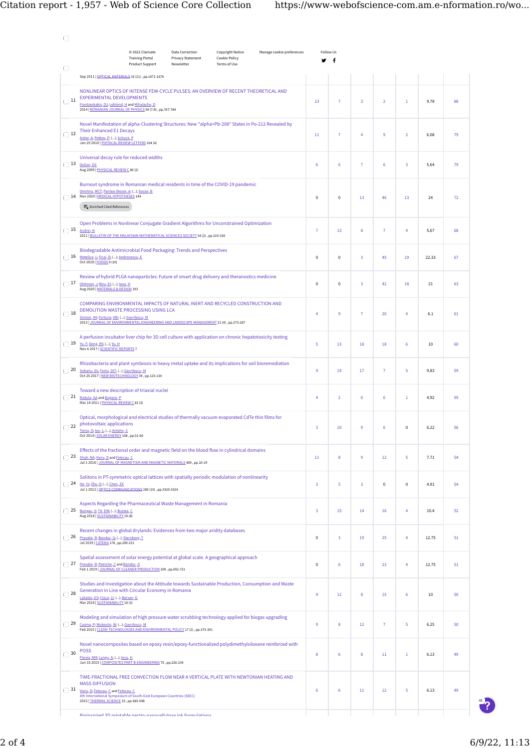© 2022 Clarivate · Data Correction · Copyright Notice · Manage cookie preferences · Follow Us
Training Portal · Privacy Statement · Cookie Policy
Product Support · Newsletter · Terms of Use

Sep 2011 | OPTICAL MATERIALS 33 (11) , pp.1671-1676

| # | Title / Authors / Source | | | | | | Average per year | Total |
|---|---|---|---|---|---|---|---|---|
| 11 | NONLINEAR OPTICS OF INTENSE FEW-CYCLE PULSES: AN OVERVIEW OF RECENT THEORETICAL AND EXPERIMENTAL DEVELOPMENTS<br>Frantzeskakis, DJ; Leblond, H and Mihalache, D<br>2014 \| ROMANIAN JOURNAL OF PHYSICS 59 (7-8) , pp.767-788 | 13 | 7 | 3 | 2 | 1 | 9.78 | 88 |
| 12 | Novel Manifestation of alpha-Clustering Structures: New "alpha+Pb-208" States in Po-212 Revealed by Their Enhanced E1 Decays<br>Astier, A; Petkov, P; (...); Schuck, P<br>Jan 29 2010 \| PHYSICAL REVIEW LETTERS 104 (4) | 11 | 7 | 4 | 9 | 2 | 6.08 | 79 |
| 13 | Universal decay rule for reduced widths<br>Delion, DS<br>Aug 2009 \| PHYSICAL REVIEW C 80 (2) | 6 | 6 | 7 | 6 | 3 | 5.64 | 79 |
| 14 | Burnout syndrome in Romanian medical residents in time of the COVID-19 pandemic<br>Dimitriu, MCT; Pantea-Stoian, A; (...); Socea, B<br>Nov 2020 \| MEDICAL HYPOTHESES 144<br>Enriched Cited References | 0 | 0 | 13 | 46 | 13 | 24 | 72 |
| 15 | Open Problems in Nonlinear Conjugate Gradient Algorithms for Unconstrained Optimization<br>Andrei, N<br>2011 \| BULLETIN OF THE MALAYSIAN MATHEMATICAL SCIENCES SOCIETY 34 (2) , pp.319-330 | 7 | 13 | 8 | 7 | 4 | 5.67 | 68 |
| 16 | Biodegradable Antimicrobial Food Packaging: Trends and Perspectives<br>Motelica, L; Ficai, D; (...); Andronescu, E<br>Oct 2020 \| FOODS 9 (10) | 0 | 0 | 3 | 45 | 19 | 22.33 | 67 |
| 17 | Review of hybrid PLGA nanoparticles: Future of smart drug delivery and theranostics medicine<br>Ghitman, J; Biru, EI; (...); Iovu, H<br>Aug 2020 \| MATERIALS & DESIGN 193 | 0 | 0 | 3 | 42 | 18 | 21 | 63 |
| 18 | COMPARING ENVIRONMENTAL IMPACTS OF NATURAL INERT AND RECYCLED CONSTRUCTION AND DEMOLITION WASTE PROCESSING USING LCA<br>Simion, IM; Fortuna, ME; (...); Gavrilescu, M<br>2013 \| JOURNAL OF ENVIRONMENTAL ENGINEERING AND LANDSCAPE MANAGEMENT 21 (4) , pp.273-287 | 4 | 9 | 7 | 20 | 4 | 6.1 | 61 |
| 19 | A perfusion incubator liver chip for 3D cell culture with application on chronic hepatotoxicity testing<br>Yu, F; Deng, RS; (...); Yu, H<br>Nov 6 2017 \| SCIENTIFIC REPORTS 7 | 5 | 13 | 18 | 18 | 6 | 10 | 60 |
| 20 | Rhizobacteria and plant symbiosis in heavy metal uptake and its implications for soil bioremediation<br>Sobariu, DL; Fertu, DIT; (...); Gavrilescu, M<br>Oct 25 2017 \| NEW BIOTECHNOLOGY 39 , pp.125-134 | 9 | 19 | 17 | 7 | 5 | 9.83 | 59 |
| 21 | Toward a new description of triaxial nuclei<br>Raduta, AA and Buganu, P<br>Mar 14 2011 \| PHYSICAL REVIEW C 83 (3) | 4 | 2 | 6 | 6 | 1 | 4.92 | 59 |
| 22 | Optical, morphological and electrical studies of thermally vacuum evaporated CdTe thin films for photovoltaic applications<br>Toma, O; Ion, L; (...); Antohe, S<br>Oct 2014 \| SOLAR ENERGY 108 , pp.51-60 | 3 | 10 | 9 | 6 | 0 | 6.22 | 56 |
| 23 | Effects of the fractional order and magnetic field on the blood flow in cylindrical domains<br>Shah, NA; Vieru, D and Fetecau, C<br>Jul 1 2016 \| JOURNAL OF MAGNETISM AND MAGNETIC MATERIALS 409 , pp.10-19 | 11 | 8 | 9 | 12 | 5 | 7.71 | 54 |
| 24 | Solitons in PT-symmetric optical lattices with spatially periodic modulation of nonlinearity<br>He, YJ; Zhu, X; (...); Chen, ZX<br>Jul 1 2012 \| OPTICS COMMUNICATIONS 285 (15) , pp.3320-3324 | 3 | 5 | 3 | 0 | 0 | 4.91 | 54 |
| 25 | Aspects Regarding the Pharmaceutical Waste Management in Romania<br>Bungau, S; Tit, DM; (...); Bustea, C<br>Aug 2018 \| SUSTAINABILITY 10 (8) | 3 | 15 | 14 | 16 | 4 | 10.4 | 52 |
| 26 | Recent changes in global drylands: Evidences from two major aridity databases<br>Pravalie, R; Bandoc, G; (...); Sternberg, T<br>Jul 2019 \| CATENA 178 , pp.209-231 | 0 | 3 | 19 | 25 | 4 | 12.75 | 51 |
| 27 | Spatial assessment of solar energy potential at global scale. A geographical approach<br>Pravalie, R; Patriche, C and Bandoc, G<br>Feb 1 2019 \| JOURNAL OF CLEANER PRODUCTION 209 , pp.692-721 | 0 | 6 | 18 | 23 | 4 | 12.75 | 51 |
| 28 | Studies and Investigation about the Attitude towards Sustainable Production, Consumption and Waste Generation in Line with Circular Economy in Romania<br>Lakatos, ES; Cioca, LI; (...); Barsan, G<br>Mar 2018 \| SUSTAINABILITY 10 (3) | 9 | 12 | 8 | 15 | 6 | 10 | 50 |
| 29 | Modeling and simulation of high pressure water scrubbing technology applied for biogas upgrading<br>Cozma, P; Wukovits, W; (...); Gavrilescu, M<br>Feb 2015 \| CLEAN TECHNOLOGIES AND ENVIRONMENTAL POLICY 17 (2) , pp.373-391 | 9 | 8 | 12 | 7 | 5 | 6.25 | 50 |
| 30 | Novel nanocomposites based on epoxy resin/epoxy-functionalized polydimethylsiloxane reinforced with POSS<br>Florea, NM; Lungu, A; (...); Iovu, H<br>Jun 15 2015 \| COMPOSITES PART B-ENGINEERING 75 , pp.226-234 | 8 | 6 | 8 | 11 | 1 | 6.13 | 49 |
| 31 | TIME-FRACTIONAL FREE CONVECTION FLOW NEAR A VERTICAL PLATE WITH NEWTONIAN HEATING AND MASS DIFFUSION<br>Vieru, D; Fetecau, C and Fetecau, C<br>4th International Symposium of South-East European Countries (SEEC)<br>2015 \| THERMAL SCIENCE 19 , pp.S85-S98 | 6 | 6 | 11 | 12 | 5 | 6.13 | 49 |

Bioinspired 3D printable pectin-nanocellulose ink formulations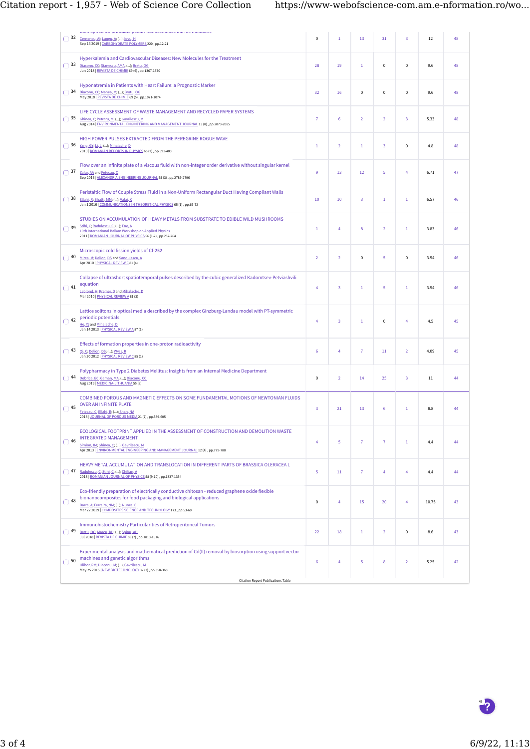| # | Publication | | | | | | Average per year | Total |
|---|---|---|---|---|---|---|---|---|
| 32 | Bioinspired 3D printable pectin-nanocellulose ink formulations<br>Cernencu, AI; Lungu, A; (...); Iovu, H<br>Sep 15 2019 \| CARBOHYDRATE POLYMERS 220 , pp.12-21 | 0 | 1 | 13 | 31 | 3 | 12 | 48 |
| 33 | Hyperkalemia and Cardiovascular Diseases: New Molecules for the Treatment<br>Diaconu, CC; Stanescu, AMA; (...); Bratu, OG<br>Jun 2018 \| REVISTA DE CHIMIE 69 (6) , pp.1367-1370 | 28 | 19 | 1 | 0 | 0 | 9.6 | 48 |
| 34 | Hyponatremia in Patients with Heart Failure: a Prognostic Marker<br>Diaconu, CC; Manea, M; (...); Bratu, OG<br>May 2018 \| REVISTA DE CHIMIE 69 (5) , pp.1071-1074 | 32 | 16 | 0 | 0 | 0 | 9.6 | 48 |
| 35 | LIFE CYCLE ASSESSMENT OF WASTE MANAGEMENT AND RECYCLED PAPER SYSTEMS<br>Ghinea, C; Petranu, M; (...); Gavrilescu, M<br>Aug 2014 \| ENVIRONMENTAL ENGINEERING AND MANAGEMENT JOURNAL 13 (8) , pp.2073-2085 | 7 | 6 | 2 | 2 | 3 | 5.33 | 48 |
| 36 | HIGH POWER PULSES EXTRACTED FROM THE PEREGRINE ROGUE WAVE<br>Yang, GY; Li, L; (...); Mihalache, D<br>2013 \| ROMANIAN REPORTS IN PHYSICS 65 (2) , pp.391-400 | 1 | 2 | 1 | 3 | 0 | 4.8 | 48 |
| 37 | Flow over an infinite plate of a viscous fluid with non-integer order derivative without singular kernel<br>Zafar, AA and Fetecau, C<br>Sep 2016 \| ALEXANDRIA ENGINEERING JOURNAL 55 (3) , pp.2789-2796 | 9 | 13 | 12 | 5 | 4 | 6.71 | 47 |
| 38 | Peristaltic Flow of Couple Stress Fluid in a Non-Uniform Rectangular Duct Having Compliant Walls<br>Ellahi, R; Bhatti, MM; (...); Vafai, K<br>Jan 1 2016 \| COMMUNICATIONS IN THEORETICAL PHYSICS 65 (1) , pp.66-72 | 10 | 10 | 3 | 1 | 1 | 6.57 | 46 |
| 39 | STUDIES ON ACCUMULATION OF HEAVY METALS FROM SUBSTRATE TO EDIBLE WILD MUSHROOMS<br>Stihi, C; Radulescu, C; (...); Ene, A<br>10th International Balkan Workshop on Applied Physics<br>2011 \| ROMANIAN JOURNAL OF PHYSICS 56 (1-2) , pp.257-264 | 1 | 4 | 8 | 2 | 1 | 3.83 | 46 |
| 40 | Microscopic cold fission yields of Cf-252<br>Mirea, M; Delion, DS and Sandulescu, A<br>Apr 2010 \| PHYSICAL REVIEW C 81 (4) | 2 | 2 | 0 | 5 | 0 | 3.54 | 46 |
| 41 | Collapse of ultrashort spatiotemporal pulses described by the cubic generalized Kadomtsev-Petviashvili equation<br>Leblond, H; Kremer, D and Mihalache, D<br>Mar 2010 \| PHYSICAL REVIEW A 81 (3) | 4 | 3 | 1 | 5 | 1 | 3.54 | 46 |
| 42 | Lattice solitons in optical media described by the complex Ginzburg-Landau model with PT-symmetric periodic potentials<br>He, YJ and Mihalache, D<br>Jan 14 2013 \| PHYSICAL REVIEW A 87 (1) | 4 | 3 | 1 | 0 | 4 | 4.5 | 45 |
| 43 | Effects of formation properties in one-proton radioactivity<br>Qi, C; Delion, DS; (...); Wyss, R<br>Jan 30 2012 \| PHYSICAL REVIEW C 85 (1) | 6 | 4 | 7 | 11 | 2 | 4.09 | 45 |
| 44 | Polypharmacy in Type 2 Diabetes Mellitus: Insights from an Internal Medicine Department<br>Dobrica, EC; Gaman, MA; (...); Diaconu, CC<br>Aug 2019 \| MEDICINA-LITHUANIA 55 (8) | 0 | 2 | 14 | 25 | 3 | 11 | 44 |
| 45 | COMBINED POROUS AND MAGNETIC EFFECTS ON SOME FUNDAMENTAL MOTIONS OF NEWTONIAN FLUIDS OVER AN INFINITE PLATE<br>Fetecau, C; Ellahi, R; (...); Shah, NA<br>2018 \| JOURNAL OF POROUS MEDIA 21 (7) , pp.589-605 | 3 | 21 | 13 | 6 | 1 | 8.8 | 44 |
| 46 | ECOLOGICAL FOOTPRINT APPLIED IN THE ASSESSMENT OF CONSTRUCTION AND DEMOLITION WASTE INTEGRATED MANAGEMENT<br>Simion, IM; Ghinea, C; (...); Gavrilescu, M<br>Apr 2013 \| ENVIRONMENTAL ENGINEERING AND MANAGEMENT JOURNAL 12 (4) , pp.779-788 | 4 | 5 | 7 | 7 | 1 | 4.4 | 44 |
| 47 | HEAVY METAL ACCUMULATION AND TRANSLOCATION IN DIFFERENT PARTS OF BRASSICA OLERACEA L<br>Radulescu, C; Stihi, C; (...); Chilian, A<br>2013 \| ROMANIAN JOURNAL OF PHYSICS 58 (9-10) , pp.1337-1354 | 5 | 11 | 7 | 4 | 4 | 4.4 | 44 |
| 48 | Eco-friendly preparation of electrically conductive chitosan - reduced graphene oxide flexible bionanocomposites for food packaging and biological applications<br>Barra, A; Ferreira, NM; (...); Nunes, C<br>Mar 22 2019 \| COMPOSITES SCIENCE AND TECHNOLOGY 173 , pp.53-60 | 0 | 4 | 15 | 20 | 4 | 10.75 | 43 |
| 49 | Immunohistochemistry Particularities of Retroperitoneal Tumors<br>Bratu, OG; Marcu, RD; (...); Spinu, AD<br>Jul 2018 \| REVISTA DE CHIMIE 69 (7) , pp.1813-1816 | 22 | 18 | 1 | 2 | 0 | 8.6 | 43 |
| 50 | Experimental analysis and mathematical prediction of Cd(II) removal by biosorption using support vector machines and genetic algorithms<br>Hlihor, RM; Diaconu, M; (...); Gavrilescu, M<br>May 25 2015 \| NEW BIOTECHNOLOGY 32 (3) , pp.358-368 | 6 | 4 | 5 | 8 | 2 | 5.25 | 42 |

Citation Report Publications Table